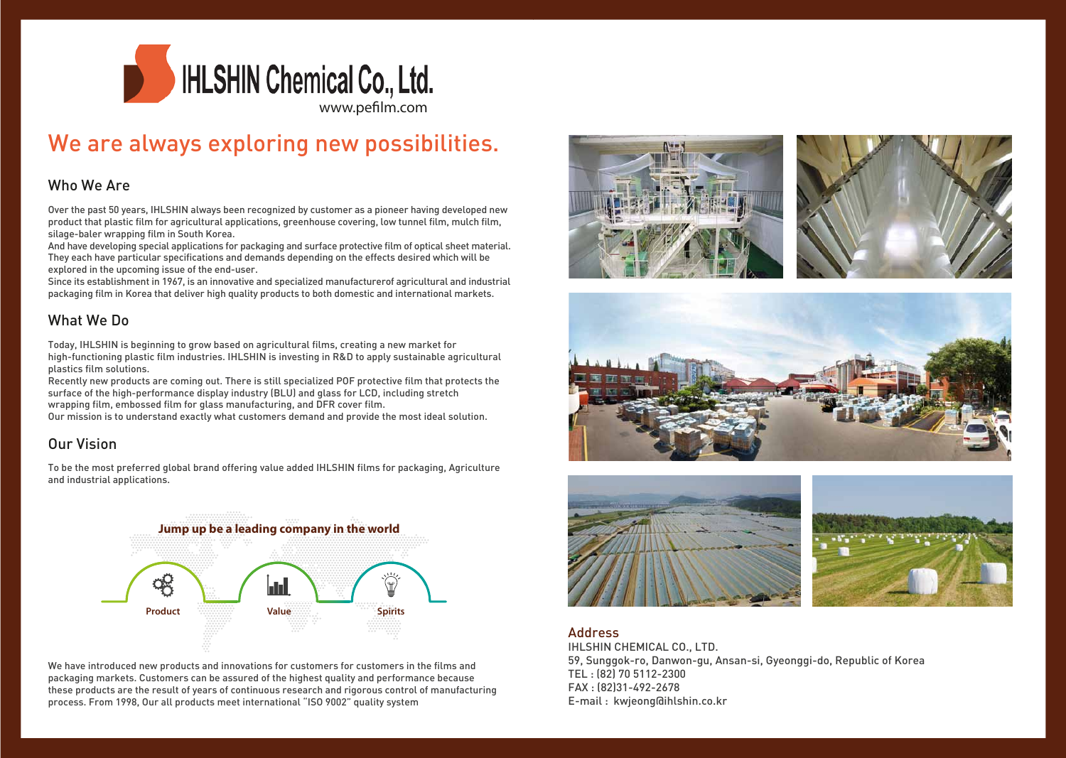IHLSHIN Chemical Co., Ltd.

www.pefilm.com

# We are always exploring new possibilities.

## Who We Are

Over the past 50 years, IHLSHIN always been recognized by customer as a pioneer having developed new product that plastic film for agricultural applications, greenhouse covering, low tunnel film, mulch film, silage-baler wrapping film in South Korea.
And have developing special applications for packaging and surface protective film of optical sheet material. They each have particular specifications and demands depending on the effects desired which will be explored in the upcoming issue of the end-user.
Since its establishment in 1967, is an innovative and specialized manufacturerof agricultural and industrial packaging film in Korea that deliver high quality products to both domestic and international markets.

## What We Do

Today, IHLSHIN is beginning to grow based on agricultural films, creating a new market for high-functioning plastic film industries. IHLSHIN is investing in R&D to apply sustainable agricultural plastics film solutions.
Recently new products are coming out. There is still specialized POF protective film that protects the surface of the high-performance display industry (BLU) and glass for LCD, including stretch wrapping film, embossed film for glass manufacturing, and DFR cover film.
Our mission is to understand exactly what customers demand and provide the most ideal solution.

## Our Vision

To be the most preferred global brand offering value added IHLSHIN films for packaging, Agriculture and industrial applications.

**Jump up be a leading company in the world**

Product

Value

Spirits

We have introduced new products and innovations for customers for customers in the films and packaging markets. Customers can be assured of the highest quality and performance because these products are the result of years of continuous research and rigorous control of manufacturing process. From 1998, Our all products meet international "ISO 9002" quality system

## Address

IHLSHIN CHEMICAL CO., LTD.
59, Sunggok-ro, Danwon-gu, Ansan-si, Gyeonggi-do, Republic of Korea
TEL : (82) 70 5112-2300
FAX : (82)31-492-2678
E-mail : kwjeong@ihlshin.co.kr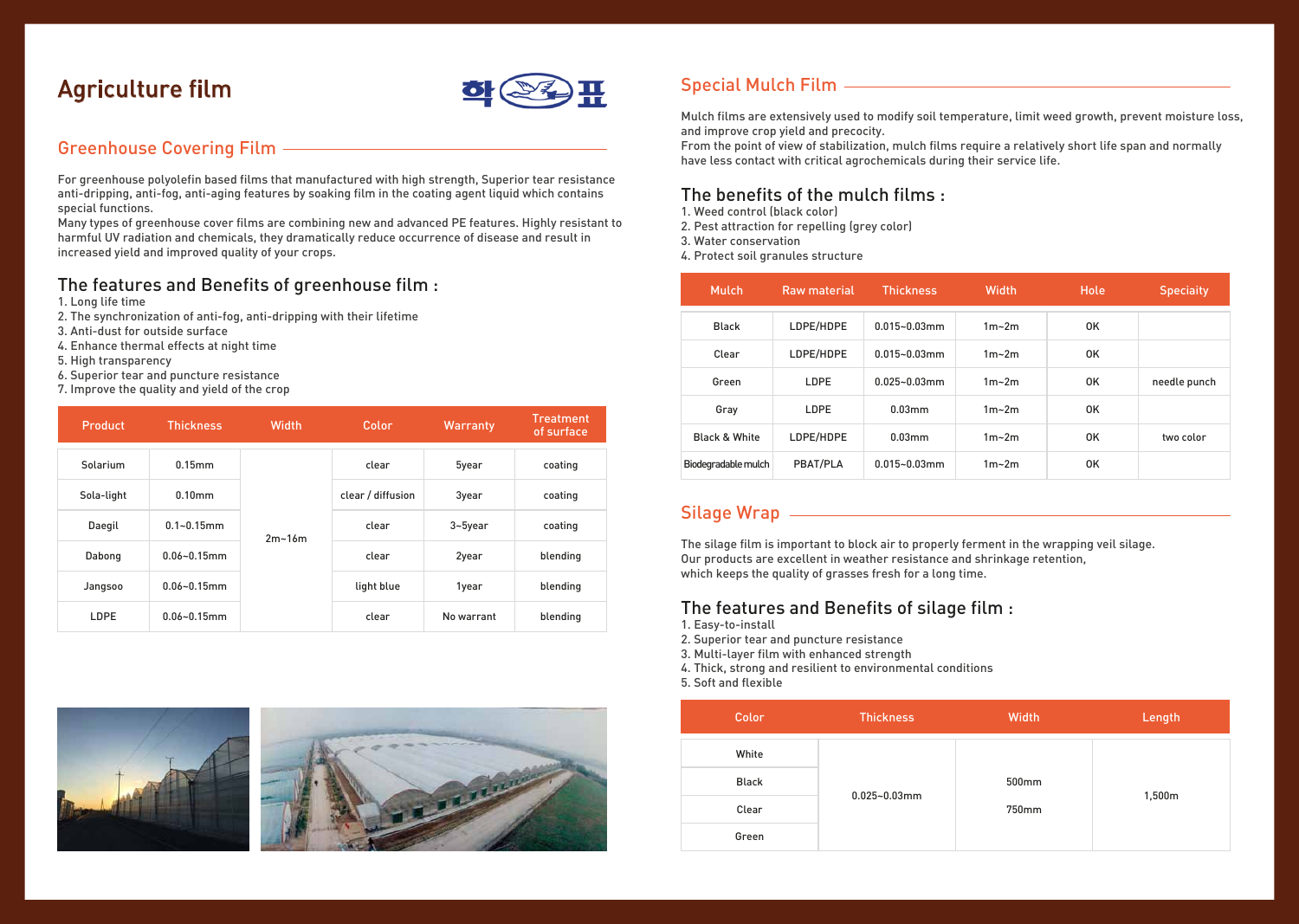# Agriculture film

학 표

## Greenhouse Covering Film

For greenhouse polyolefin based films that manufactured with high strength, Superior tear resistance anti-dripping, anti-fog, anti-aging features by soaking film in the coating agent liquid which contains special functions.
Many types of greenhouse cover films are combining new and advanced PE features. Highly resistant to harmful UV radiation and chemicals, they dramatically reduce occurrence of disease and result in increased yield and improved quality of your crops.

### The features and Benefits of greenhouse film :

1. Long life time
2. The synchronization of anti-fog, anti-dripping with their lifetime
3. Anti-dust for outside surface
4. Enhance thermal effects at night time
5. High transparency
6. Superior tear and puncture resistance
7. Improve the quality and yield of the crop

| Product | Thickness | Width | Color | Warranty | Treatment of surface |
|---|---|---|---|---|---|
| Solarium | 0.15mm | 2m~16m | clear | 5year | coating |
| Sola-light | 0.10mm | | clear / diffusion | 3year | coating |
| Daegil | 0.1~0.15mm | | clear | 3~5year | coating |
| Dabong | 0.06~0.15mm | | clear | 2year | blending |
| Jangsoo | 0.06~0.15mm | | light blue | 1year | blending |
| LDPE | 0.06~0.15mm | | clear | No warrant | blending |

## Special Mulch Film

Mulch films are extensively used to modify soil temperature, limit weed growth, prevent moisture loss, and improve crop yield and precocity.
From the point of view of stabilization, mulch films require a relatively short life span and normally have less contact with critical agrochemicals during their service life.

### The benefits of the mulch films :

1. Weed control (black color)
2. Pest attraction for repelling (grey color)
3. Water conservation
4. Protect soil granules structure

| Mulch | Raw material | Thickness | Width | Hole | Speciaity |
|---|---|---|---|---|---|
| Black | LDPE/HDPE | 0.015~0.03mm | 1m~2m | OK | |
| Clear | LDPE/HDPE | 0.015~0.03mm | 1m~2m | OK | |
| Green | LDPE | 0.025~0.03mm | 1m~2m | OK | needle punch |
| Gray | LDPE | 0.03mm | 1m~2m | OK | |
| Black & White | LDPE/HDPE | 0.03mm | 1m~2m | OK | two color |
| Biodegradable mulch | PBAT/PLA | 0.015~0.03mm | 1m~2m | OK | |

## Silage Wrap

The silage film is important to block air to properly ferment in the wrapping veil silage.
Our products are excellent in weather resistance and shrinkage retention,
which keeps the quality of grasses fresh for a long time.

### The features and Benefits of silage film :

1. Easy-to-install
2. Superior tear and puncture resistance
3. Multi-layer film with enhanced strength
4. Thick, strong and resilient to environmental conditions
5. Soft and flexible

| Color | Thickness | Width | Length |
|---|---|---|---|
| White | 0.025~0.03mm | 500mm<br>750mm | 1,500m |
| Black | | | |
| Clear | | | |
| Green | | | |